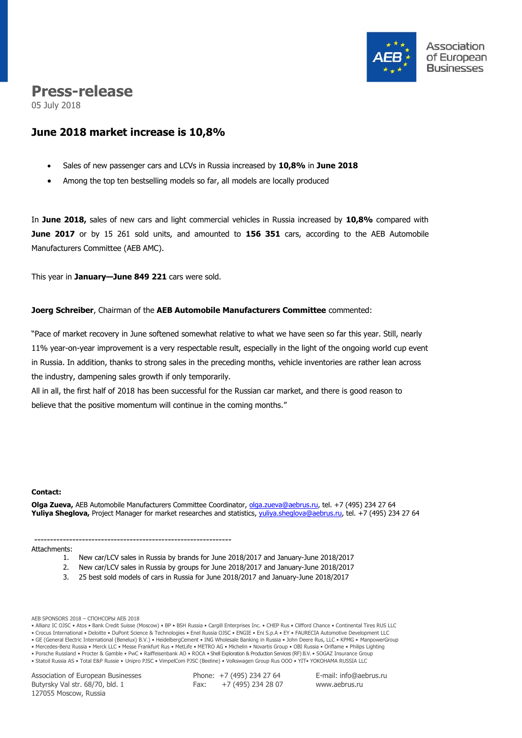# Press-release

05 July 2018

## June 2018 market increase is 10,8%

- Sales of new passenger cars and LCVs in Russia increased by **10,8%** in **June 2018**
- Among the top ten bestselling models so far, all models are locally produced

In **June 2018,** sales of new cars and light commercial vehicles in Russia increased by **10,8%** compared with **June 2017** or by 15 261 sold units, and amounted to **156 351** cars, according to the AEB Automobile Manufacturers Committee (AEB AMC).

This year in **January—June 849 221** cars were sold.

**Joerg Schreiber**, Chairman of the **AEB Automobile Manufacturers Committee** commented:

"Pace of market recovery in June softened somewhat relative to what we have seen so far this year. Still, nearly 11% year-on-year improvement is a very respectable result, especially in the light of the ongoing world cup event in Russia. In addition, thanks to strong sales in the preceding months, vehicle inventories are rather lean across the industry, dampening sales growth if only temporarily.

All in all, the first half of 2018 has been successful for the Russian car market, and there is good reason to believe that the positive momentum will continue in the coming months."

**Contact:**

**Olga Zueva,** AEB Automobile Manufacturers Committee Coordinator, olga.zueva@aebrus.ru, tel. +7 (495) 234 27 64
**Yuliya Sheglova,** Project Manager for market researches and statistics, yuliya.sheglova@aebrus.ru, tel. +7 (495) 234 27 64

--------------------------------------------------------------

Attachments:

1. New car/LCV sales in Russia by brands for June 2018/2017 and January-June 2018/2017
2. New car/LCV sales in Russia by groups for June 2018/2017 and January-June 2018/2017
3. 25 best sold models of cars in Russia for June 2018/2017 and January-June 2018/2017

AEB SPONSORS 2018 – СПОНСОРЫ АЕБ 2018
• Allianz IC OJSC • Atos • Bank Credit Suisse (Moscow) • BP • BSH Russia • Cargill Enterprises Inc. • CHEP Rus • Clifford Chance • Continental Tires RUS LLC
• Crocus International • Deloitte • DuPont Science & Technologies • Enel Russia OJSC • ENGIE • Eni S.p.A • EY • FAURECIA Automotive Development LLC
• GE (General Electric International (Benelux) B.V.) • HeidelbergCement • ING Wholesale Banking in Russia • John Deere Rus, LLC • KPMG • ManpowerGroup
• Mercedes-Benz Russia • Merck LLC • Messe Frankfurt Rus • MetLife • METRO AG • Michelin • Novartis Group • OBI Russia • Oriflame • Philips Lighting
• Porsche Russland • Procter & Gamble • PwC • Raiffeisenbank AO • ROCA • Shell Exploration & Production Services (RF) B.V. • SOGAZ Insurance Group
• Statoil Russia AS • Total E&P Russie • Unipro PJSC • VimpelCom PJSC (Beeline) • Volkswagen Group Rus OOO • YIT• YOKOHAMA RUSSIA LLC

Association of European Businesses
Butyrsky Val str. 68/70, bld. 1
127055 Moscow, Russia

Phone: +7 (495) 234 27 64
Fax: +7 (495) 234 28 07

E-mail: info@aebrus.ru
www.aebrus.ru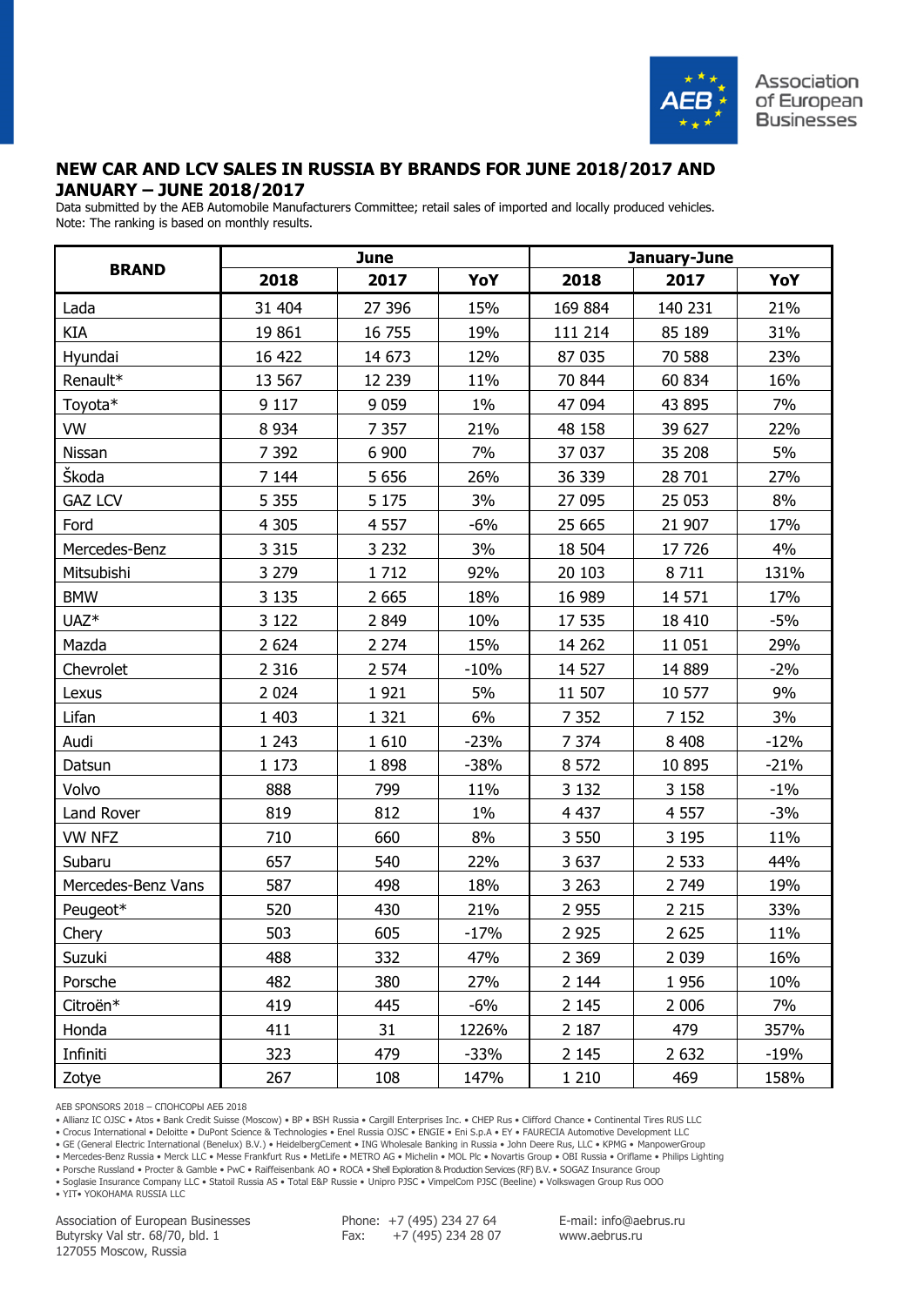## NEW CAR AND LCV SALES IN RUSSIA BY BRANDS FOR JUNE 2018/2017 AND JANUARY – JUNE 2018/2017

Data submitted by the AEB Automobile Manufacturers Committee; retail sales of imported and locally produced vehicles.
Note: The ranking is based on monthly results.

| BRAND | June | | | January-June | | |
|---|---|---|---|---|---|---|
| | 2018 | 2017 | YoY | 2018 | 2017 | YoY |
| Lada | 31 404 | 27 396 | 15% | 169 884 | 140 231 | 21% |
| KIA | 19 861 | 16 755 | 19% | 111 214 | 85 189 | 31% |
| Hyundai | 16 422 | 14 673 | 12% | 87 035 | 70 588 | 23% |
| Renault* | 13 567 | 12 239 | 11% | 70 844 | 60 834 | 16% |
| Toyota* | 9 117 | 9 059 | 1% | 47 094 | 43 895 | 7% |
| VW | 8 934 | 7 357 | 21% | 48 158 | 39 627 | 22% |
| Nissan | 7 392 | 6 900 | 7% | 37 037 | 35 208 | 5% |
| Škoda | 7 144 | 5 656 | 26% | 36 339 | 28 701 | 27% |
| GAZ LCV | 5 355 | 5 175 | 3% | 27 095 | 25 053 | 8% |
| Ford | 4 305 | 4 557 | -6% | 25 665 | 21 907 | 17% |
| Mercedes-Benz | 3 315 | 3 232 | 3% | 18 504 | 17 726 | 4% |
| Mitsubishi | 3 279 | 1 712 | 92% | 20 103 | 8 711 | 131% |
| BMW | 3 135 | 2 665 | 18% | 16 989 | 14 571 | 17% |
| UAZ* | 3 122 | 2 849 | 10% | 17 535 | 18 410 | -5% |
| Mazda | 2 624 | 2 274 | 15% | 14 262 | 11 051 | 29% |
| Chevrolet | 2 316 | 2 574 | -10% | 14 527 | 14 889 | -2% |
| Lexus | 2 024 | 1 921 | 5% | 11 507 | 10 577 | 9% |
| Lifan | 1 403 | 1 321 | 6% | 7 352 | 7 152 | 3% |
| Audi | 1 243 | 1 610 | -23% | 7 374 | 8 408 | -12% |
| Datsun | 1 173 | 1 898 | -38% | 8 572 | 10 895 | -21% |
| Volvo | 888 | 799 | 11% | 3 132 | 3 158 | -1% |
| Land Rover | 819 | 812 | 1% | 4 437 | 4 557 | -3% |
| VW NFZ | 710 | 660 | 8% | 3 550 | 3 195 | 11% |
| Subaru | 657 | 540 | 22% | 3 637 | 2 533 | 44% |
| Mercedes-Benz Vans | 587 | 498 | 18% | 3 263 | 2 749 | 19% |
| Peugeot* | 520 | 430 | 21% | 2 955 | 2 215 | 33% |
| Chery | 503 | 605 | -17% | 2 925 | 2 625 | 11% |
| Suzuki | 488 | 332 | 47% | 2 369 | 2 039 | 16% |
| Porsche | 482 | 380 | 27% | 2 144 | 1 956 | 10% |
| Citroën* | 419 | 445 | -6% | 2 145 | 2 006 | 7% |
| Honda | 411 | 31 | 1226% | 2 187 | 479 | 357% |
| Infiniti | 323 | 479 | -33% | 2 145 | 2 632 | -19% |
| Zotye | 267 | 108 | 147% | 1 210 | 469 | 158% |

AEB SPONSORS 2018 – СПОНСОРЫ АЕБ 2018

• Allianz IC OJSC • Atos • Bank Credit Suisse (Moscow) • BP • BSH Russia • Cargill Enterprises Inc. • CHEP Rus • Clifford Chance • Continental Tires RUS LLC
• Crocus International • Deloitte • DuPont Science & Technologies • Enel Russia OJSC • ENGIE • Eni S.p.A • EY • FAURECIA Automotive Development LLC
• GE (General Electric International (Benelux) B.V.) • HeidelbergCement • ING Wholesale Banking in Russia • John Deere Rus, LLC • KPMG • ManpowerGroup
• Mercedes-Benz Russia • Merck LLC • Messe Frankfurt Rus • MetLife • METRO AG • Michelin • MOL Plc • Novartis Group • OBI Russia • Oriflame • Philips Lighting
• Porsche Russland • Procter & Gamble • PwC • Raiffeisenbank AO • ROCA • Shell Exploration & Production Services (RF) B.V. • SOGAZ Insurance Group
• Soglasie Insurance Company LLC • Statoil Russia AS • Total E&P Russie • Unipro PJSC • VimpelCom PJSC (Beeline) • Volkswagen Group Rus OOO
• YIT• YOKOHAMA RUSSIA LLC

Association of European Businesses
Butyrsky Val str. 68/70, bld. 1
127055 Moscow, Russia

Phone: +7 (495) 234 27 64
Fax: +7 (495) 234 28 07

E-mail: info@aebrus.ru
www.aebrus.ru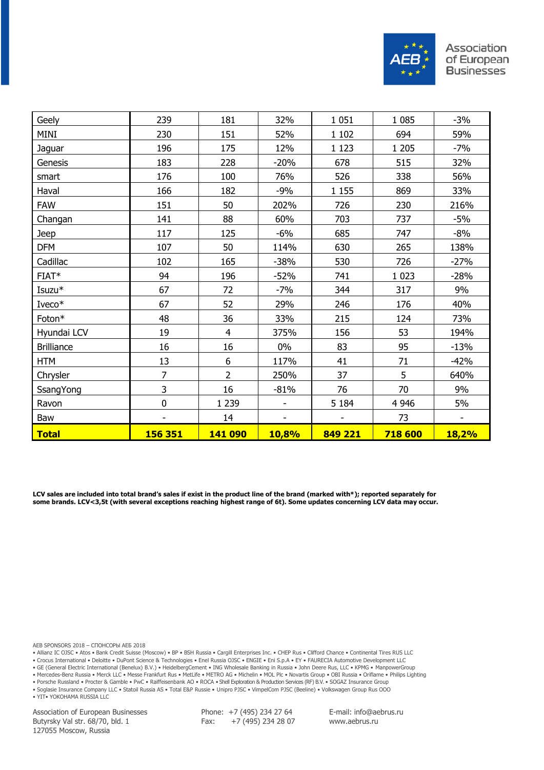| Geely | 239 | 181 | 32% | 1 051 | 1 085 | -3% |
|---|---|---|---|---|---|---|
| MINI | 230 | 151 | 52% | 1 102 | 694 | 59% |
| Jaguar | 196 | 175 | 12% | 1 123 | 1 205 | -7% |
| Genesis | 183 | 228 | -20% | 678 | 515 | 32% |
| smart | 176 | 100 | 76% | 526 | 338 | 56% |
| Haval | 166 | 182 | -9% | 1 155 | 869 | 33% |
| FAW | 151 | 50 | 202% | 726 | 230 | 216% |
| Changan | 141 | 88 | 60% | 703 | 737 | -5% |
| Jeep | 117 | 125 | -6% | 685 | 747 | -8% |
| DFM | 107 | 50 | 114% | 630 | 265 | 138% |
| Cadillac | 102 | 165 | -38% | 530 | 726 | -27% |
| FIAT* | 94 | 196 | -52% | 741 | 1 023 | -28% |
| Isuzu* | 67 | 72 | -7% | 344 | 317 | 9% |
| Iveco* | 67 | 52 | 29% | 246 | 176 | 40% |
| Foton* | 48 | 36 | 33% | 215 | 124 | 73% |
| Hyundai LCV | 19 | 4 | 375% | 156 | 53 | 194% |
| Brilliance | 16 | 16 | 0% | 83 | 95 | -13% |
| HTM | 13 | 6 | 117% | 41 | 71 | -42% |
| Chrysler | 7 | 2 | 250% | 37 | 5 | 640% |
| SsangYong | 3 | 16 | -81% | 76 | 70 | 9% |
| Ravon | 0 | 1 239 | - | 5 184 | 4 946 | 5% |
| Baw | - | 14 | - | - | 73 | - |
| **Total** | **156 351** | **141 090** | **10,8%** | **849 221** | **718 600** | **18,2%** |

**LCV sales are included into total brand's sales if exist in the product line of the brand (marked with*); reported separately for some brands. LCV<3,5t (with several exceptions reaching highest range of 6t). Some updates concerning LCV data may occur.**

AEB SPONSORS 2018 – СПОНСОРЫ АЕБ 2018
• Allianz IC OJSC • Atos • Bank Credit Suisse (Moscow) • BP • BSH Russia • Cargill Enterprises Inc. • CHEP Rus • Clifford Chance • Continental Tires RUS LLC
• Crocus International • Deloitte • DuPont Science & Technologies • Enel Russia OJSC • ENGIE • Eni S.p.A • EY • FAURECIA Automotive Development LLC
• GE (General Electric International (Benelux) B.V.) • HeidelbergCement • ING Wholesale Banking in Russia • John Deere Rus, LLC • KPMG • ManpowerGroup
• Mercedes-Benz Russia • Merck LLC • Messe Frankfurt Rus • MetLife • METRO AG • Michelin • MOL Plc • Novartis Group • OBI Russia • Oriflame • Philips Lighting
• Porsche Russland • Procter & Gamble • PwC • Raiffeisenbank AO • ROCA • Shell Exploration & Production Services (RF) B.V. • SOGAZ Insurance Group
• Soglasie Insurance Company LLC • Statoil Russia AS • Total E&P Russie • Unipro PJSC • VimpelCom PJSC (Beeline) • Volkswagen Group Rus OOO
• YIT• YOKOHAMA RUSSIA LLC

Association of European Businesses
Butyrsky Val str. 68/70, bld. 1
127055 Moscow, Russia

Phone: +7 (495) 234 27 64
Fax: +7 (495) 234 28 07

E-mail: info@aebrus.ru
www.aebrus.ru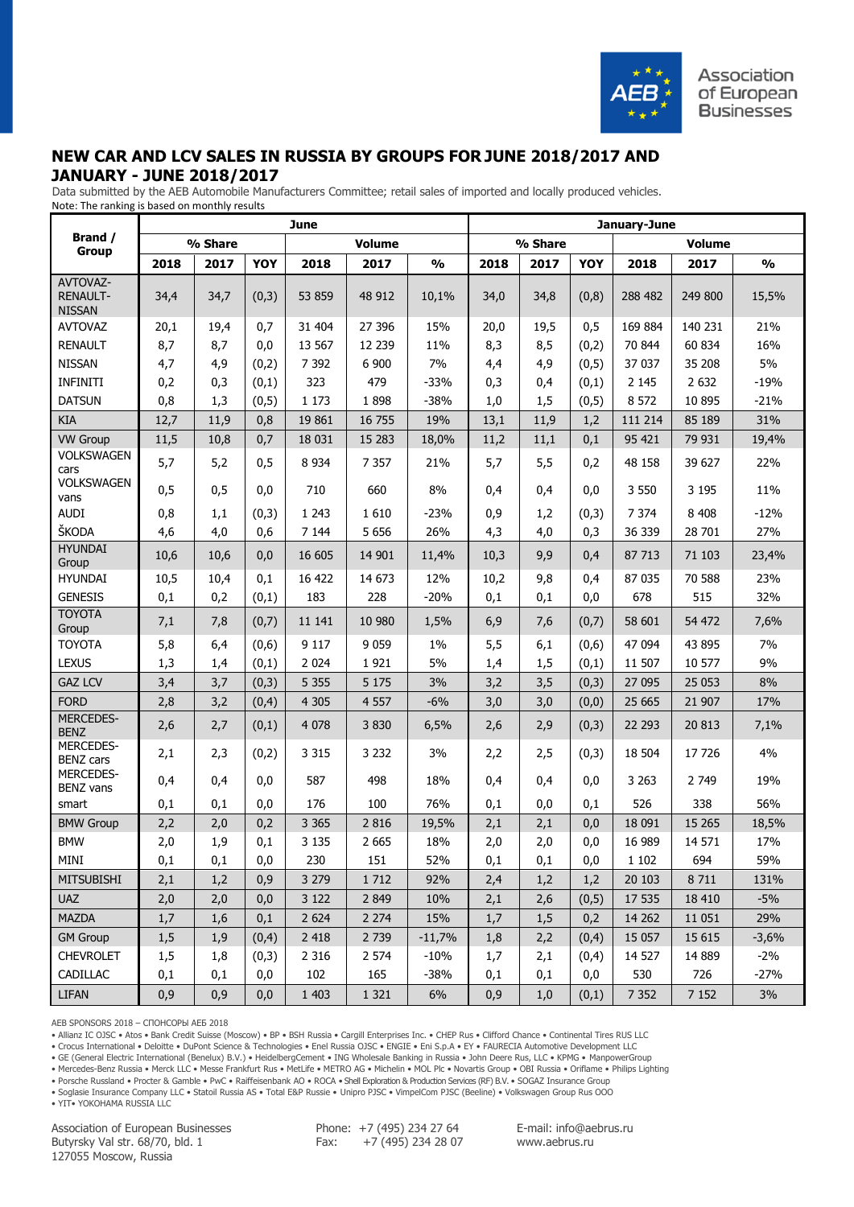# NEW CAR AND LCV SALES IN RUSSIA BY GROUPS FOR JUNE 2018/2017 AND JANUARY - JUNE 2018/2017

Data submitted by the AEB Automobile Manufacturers Committee; retail sales of imported and locally produced vehicles.
Note: The ranking is based on monthly results

| Brand / Group | June | | | | | | January-June | | | | | |
|---|---|---|---|---|---|---|---|---|---|---|---|---|
| | % Share | | | Volume | | | % Share | | | Volume | | |
| | 2018 | 2017 | YOY | 2018 | 2017 | % | 2018 | 2017 | YOY | 2018 | 2017 | % |
| AVTOVAZ-RENAULT-NISSAN | 34,4 | 34,7 | (0,3) | 53 859 | 48 912 | 10,1% | 34,0 | 34,8 | (0,8) | 288 482 | 249 800 | 15,5% |
| AVTOVAZ | 20,1 | 19,4 | 0,7 | 31 404 | 27 396 | 15% | 20,0 | 19,5 | 0,5 | 169 884 | 140 231 | 21% |
| RENAULT | 8,7 | 8,7 | 0,0 | 13 567 | 12 239 | 11% | 8,3 | 8,5 | (0,2) | 70 844 | 60 834 | 16% |
| NISSAN | 4,7 | 4,9 | (0,2) | 7 392 | 6 900 | 7% | 4,4 | 4,9 | (0,5) | 37 037 | 35 208 | 5% |
| INFINITI | 0,2 | 0,3 | (0,1) | 323 | 479 | -33% | 0,3 | 0,4 | (0,1) | 2 145 | 2 632 | -19% |
| DATSUN | 0,8 | 1,3 | (0,5) | 1 173 | 1 898 | -38% | 1,0 | 1,5 | (0,5) | 8 572 | 10 895 | -21% |
| KIA | 12,7 | 11,9 | 0,8 | 19 861 | 16 755 | 19% | 13,1 | 11,9 | 1,2 | 111 214 | 85 189 | 31% |
| VW Group | 11,5 | 10,8 | 0,7 | 18 031 | 15 283 | 18,0% | 11,2 | 11,1 | 0,1 | 95 421 | 79 931 | 19,4% |
| VOLKSWAGEN cars | 5,7 | 5,2 | 0,5 | 8 934 | 7 357 | 21% | 5,7 | 5,5 | 0,2 | 48 158 | 39 627 | 22% |
| VOLKSWAGEN vans | 0,5 | 0,5 | 0,0 | 710 | 660 | 8% | 0,4 | 0,4 | 0,0 | 3 550 | 3 195 | 11% |
| AUDI | 0,8 | 1,1 | (0,3) | 1 243 | 1 610 | -23% | 0,9 | 1,2 | (0,3) | 7 374 | 8 408 | -12% |
| ŠKODA | 4,6 | 4,0 | 0,6 | 7 144 | 5 656 | 26% | 4,3 | 4,0 | 0,3 | 36 339 | 28 701 | 27% |
| HYUNDAI Group | 10,6 | 10,6 | 0,0 | 16 605 | 14 901 | 11,4% | 10,3 | 9,9 | 0,4 | 87 713 | 71 103 | 23,4% |
| HYUNDAI | 10,5 | 10,4 | 0,1 | 16 422 | 14 673 | 12% | 10,2 | 9,8 | 0,4 | 87 035 | 70 588 | 23% |
| GENESIS | 0,1 | 0,2 | (0,1) | 183 | 228 | -20% | 0,1 | 0,1 | 0,0 | 678 | 515 | 32% |
| TOYOTA Group | 7,1 | 7,8 | (0,7) | 11 141 | 10 980 | 1,5% | 6,9 | 7,6 | (0,7) | 58 601 | 54 472 | 7,6% |
| TOYOTA | 5,8 | 6,4 | (0,6) | 9 117 | 9 059 | 1% | 5,5 | 6,1 | (0,6) | 47 094 | 43 895 | 7% |
| LEXUS | 1,3 | 1,4 | (0,1) | 2 024 | 1 921 | 5% | 1,4 | 1,5 | (0,1) | 11 507 | 10 577 | 9% |
| GAZ LCV | 3,4 | 3,7 | (0,3) | 5 355 | 5 175 | 3% | 3,2 | 3,5 | (0,3) | 27 095 | 25 053 | 8% |
| FORD | 2,8 | 3,2 | (0,4) | 4 305 | 4 557 | -6% | 3,0 | 3,0 | (0,0) | 25 665 | 21 907 | 17% |
| MERCEDES-BENZ | 2,6 | 2,7 | (0,1) | 4 078 | 3 830 | 6,5% | 2,6 | 2,9 | (0,3) | 22 293 | 20 813 | 7,1% |
| MERCEDES-BENZ cars | 2,1 | 2,3 | (0,2) | 3 315 | 3 232 | 3% | 2,2 | 2,5 | (0,3) | 18 504 | 17 726 | 4% |
| MERCEDES-BENZ vans | 0,4 | 0,4 | 0,0 | 587 | 498 | 18% | 0,4 | 0,4 | 0,0 | 3 263 | 2 749 | 19% |
| smart | 0,1 | 0,1 | 0,0 | 176 | 100 | 76% | 0,1 | 0,0 | 0,1 | 526 | 338 | 56% |
| BMW Group | 2,2 | 2,0 | 0,2 | 3 365 | 2 816 | 19,5% | 2,1 | 2,1 | 0,0 | 18 091 | 15 265 | 18,5% |
| BMW | 2,0 | 1,9 | 0,1 | 3 135 | 2 665 | 18% | 2,0 | 2,0 | 0,0 | 16 989 | 14 571 | 17% |
| MINI | 0,1 | 0,1 | 0,0 | 230 | 151 | 52% | 0,1 | 0,1 | 0,0 | 1 102 | 694 | 59% |
| MITSUBISHI | 2,1 | 1,2 | 0,9 | 3 279 | 1 712 | 92% | 2,4 | 1,2 | 1,2 | 20 103 | 8 711 | 131% |
| UAZ | 2,0 | 2,0 | 0,0 | 3 122 | 2 849 | 10% | 2,1 | 2,6 | (0,5) | 17 535 | 18 410 | -5% |
| MAZDA | 1,7 | 1,6 | 0,1 | 2 624 | 2 274 | 15% | 1,7 | 1,5 | 0,2 | 14 262 | 11 051 | 29% |
| GM Group | 1,5 | 1,9 | (0,4) | 2 418 | 2 739 | -11,7% | 1,8 | 2,2 | (0,4) | 15 057 | 15 615 | -3,6% |
| CHEVROLET | 1,5 | 1,8 | (0,3) | 2 316 | 2 574 | -10% | 1,7 | 2,1 | (0,4) | 14 527 | 14 889 | -2% |
| CADILLAC | 0,1 | 0,1 | 0,0 | 102 | 165 | -38% | 0,1 | 0,1 | 0,0 | 530 | 726 | -27% |
| LIFAN | 0,9 | 0,9 | 0,0 | 1 403 | 1 321 | 6% | 0,9 | 1,0 | (0,1) | 7 352 | 7 152 | 3% |

AEB SPONSORS 2018 – СПОНСОРЫ АЕБ 2018

• Allianz IC OJSC • Atos • Bank Credit Suisse (Moscow) • BP • BSH Russia • Cargill Enterprises Inc. • CHEP Rus • Clifford Chance • Continental Tires RUS LLC
• Crocus International • Deloitte • DuPont Science & Technologies • Enel Russia OJSC • ENGIE • Eni S.p.A • EY • FAURECIA Automotive Development LLC
• GE (General Electric International (Benelux) B.V.) • HeidelbergCement • ING Wholesale Banking in Russia • John Deere Rus, LLC • KPMG • ManpowerGroup
• Mercedes-Benz Russia • Merck LLC • Messe Frankfurt Rus • MetLife • METRO AG • Michelin • MOL Plc • Novartis Group • OBI Russia • Oriflame • Philips Lighting
• Porsche Russland • Procter & Gamble • PwC • Raiffeisenbank AO • ROCA • Shell Exploration & Production Services (RF) B.V. • SOGAZ Insurance Group
• Soglasie Insurance Company LLC • Statoil Russia AS • Total E&P Russie • Unipro PJSC • VimpelCom PJSC (Beeline) • Volkswagen Group Rus OOO
• YIT• YOKOHAMA RUSSIA LLC

Association of European Businesses
Butyrsky Val str. 68/70, bld. 1
127055 Moscow, Russia

Phone: +7 (495) 234 27 64
Fax: +7 (495) 234 28 07

E-mail: info@aebrus.ru
www.aebrus.ru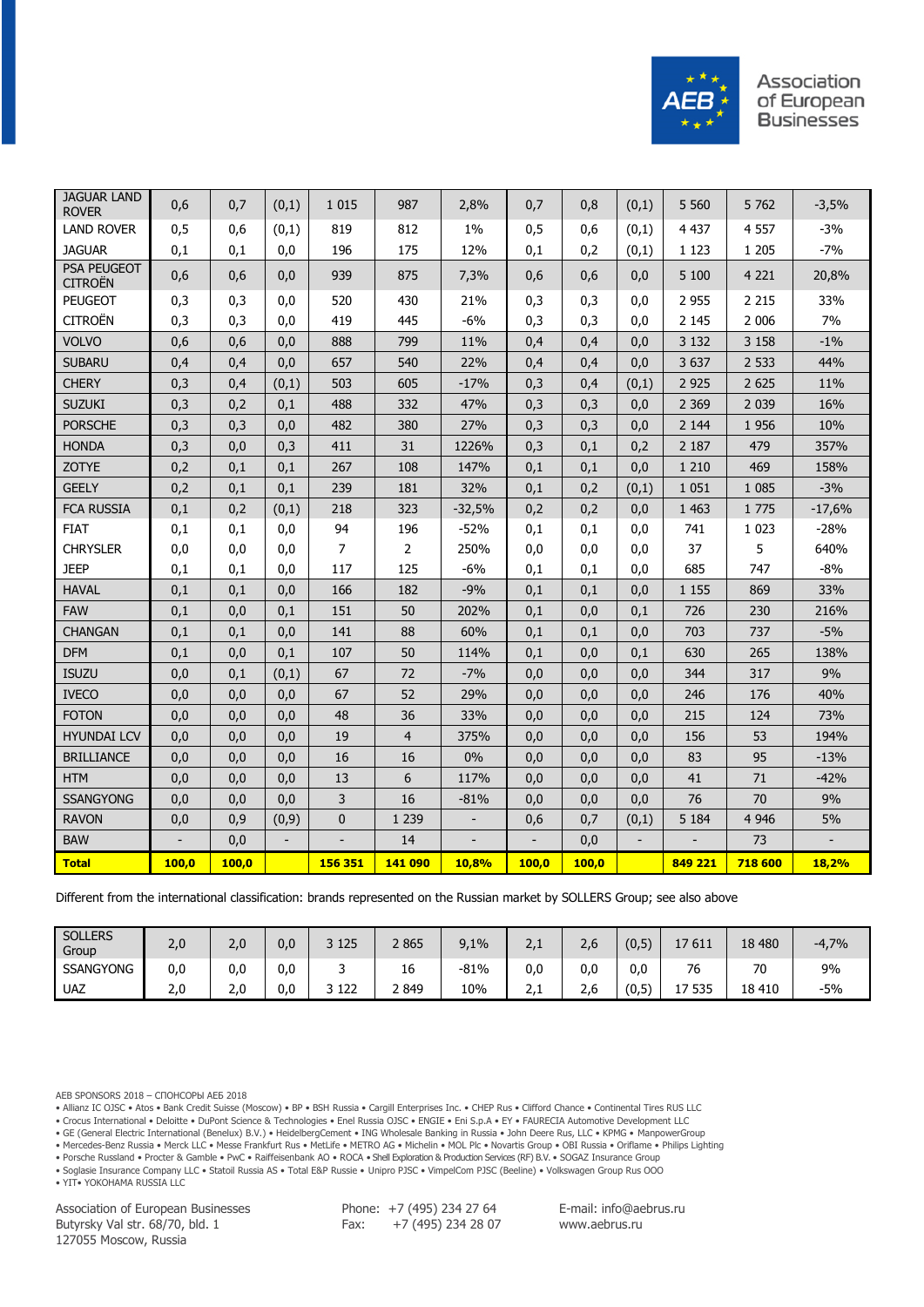| | | | | | | | | | | | | |
|---|---|---|---|---|---|---|---|---|---|---|---|---|
| JAGUAR LAND ROVER | 0,6 | 0,7 | (0,1) | 1 015 | 987 | 2,8% | 0,7 | 0,8 | (0,1) | 5 560 | 5 762 | -3,5% |
| LAND ROVER | 0,5 | 0,6 | (0,1) | 819 | 812 | 1% | 0,5 | 0,6 | (0,1) | 4 437 | 4 557 | -3% |
| JAGUAR | 0,1 | 0,1 | 0,0 | 196 | 175 | 12% | 0,1 | 0,2 | (0,1) | 1 123 | 1 205 | -7% |
| PSA PEUGEOT CITROËN | 0,6 | 0,6 | 0,0 | 939 | 875 | 7,3% | 0,6 | 0,6 | 0,0 | 5 100 | 4 221 | 20,8% |
| PEUGEOT | 0,3 | 0,3 | 0,0 | 520 | 430 | 21% | 0,3 | 0,3 | 0,0 | 2 955 | 2 215 | 33% |
| CITROËN | 0,3 | 0,3 | 0,0 | 419 | 445 | -6% | 0,3 | 0,3 | 0,0 | 2 145 | 2 006 | 7% |
| VOLVO | 0,6 | 0,6 | 0,0 | 888 | 799 | 11% | 0,4 | 0,4 | 0,0 | 3 132 | 3 158 | -1% |
| SUBARU | 0,4 | 0,4 | 0,0 | 657 | 540 | 22% | 0,4 | 0,4 | 0,0 | 3 637 | 2 533 | 44% |
| CHERY | 0,3 | 0,4 | (0,1) | 503 | 605 | -17% | 0,3 | 0,4 | (0,1) | 2 925 | 2 625 | 11% |
| SUZUKI | 0,3 | 0,2 | 0,1 | 488 | 332 | 47% | 0,3 | 0,3 | 0,0 | 2 369 | 2 039 | 16% |
| PORSCHE | 0,3 | 0,3 | 0,0 | 482 | 380 | 27% | 0,3 | 0,3 | 0,0 | 2 144 | 1 956 | 10% |
| HONDA | 0,3 | 0,0 | 0,3 | 411 | 31 | 1226% | 0,3 | 0,1 | 0,2 | 2 187 | 479 | 357% |
| ZOTYE | 0,2 | 0,1 | 0,1 | 267 | 108 | 147% | 0,1 | 0,1 | 0,0 | 1 210 | 469 | 158% |
| GEELY | 0,2 | 0,1 | 0,1 | 239 | 181 | 32% | 0,1 | 0,2 | (0,1) | 1 051 | 1 085 | -3% |
| FCA RUSSIA | 0,1 | 0,2 | (0,1) | 218 | 323 | -32,5% | 0,2 | 0,2 | 0,0 | 1 463 | 1 775 | -17,6% |
| FIAT | 0,1 | 0,1 | 0,0 | 94 | 196 | -52% | 0,1 | 0,1 | 0,0 | 741 | 1 023 | -28% |
| CHRYSLER | 0,0 | 0,0 | 0,0 | 7 | 2 | 250% | 0,0 | 0,0 | 0,0 | 37 | 5 | 640% |
| JEEP | 0,1 | 0,1 | 0,0 | 117 | 125 | -6% | 0,1 | 0,1 | 0,0 | 685 | 747 | -8% |
| HAVAL | 0,1 | 0,1 | 0,0 | 166 | 182 | -9% | 0,1 | 0,1 | 0,0 | 1 155 | 869 | 33% |
| FAW | 0,1 | 0,0 | 0,1 | 151 | 50 | 202% | 0,1 | 0,0 | 0,1 | 726 | 230 | 216% |
| CHANGAN | 0,1 | 0,1 | 0,0 | 141 | 88 | 60% | 0,1 | 0,1 | 0,0 | 703 | 737 | -5% |
| DFM | 0,1 | 0,0 | 0,1 | 107 | 50 | 114% | 0,1 | 0,0 | 0,1 | 630 | 265 | 138% |
| ISUZU | 0,0 | 0,1 | (0,1) | 67 | 72 | -7% | 0,0 | 0,0 | 0,0 | 344 | 317 | 9% |
| IVECO | 0,0 | 0,0 | 0,0 | 67 | 52 | 29% | 0,0 | 0,0 | 0,0 | 246 | 176 | 40% |
| FOTON | 0,0 | 0,0 | 0,0 | 48 | 36 | 33% | 0,0 | 0,0 | 0,0 | 215 | 124 | 73% |
| HYUNDAI LCV | 0,0 | 0,0 | 0,0 | 19 | 4 | 375% | 0,0 | 0,0 | 0,0 | 156 | 53 | 194% |
| BRILLIANCE | 0,0 | 0,0 | 0,0 | 16 | 16 | 0% | 0,0 | 0,0 | 0,0 | 83 | 95 | -13% |
| HTM | 0,0 | 0,0 | 0,0 | 13 | 6 | 117% | 0,0 | 0,0 | 0,0 | 41 | 71 | -42% |
| SSANGYONG | 0,0 | 0,0 | 0,0 | 3 | 16 | -81% | 0,0 | 0,0 | 0,0 | 76 | 70 | 9% |
| RAVON | 0,0 | 0,9 | (0,9) | 0 | 1 239 | - | 0,6 | 0,7 | (0,1) | 5 184 | 4 946 | 5% |
| BAW | - | 0,0 | - | - | 14 | - | - | 0,0 | - | - | 73 | - |
| **Total** | **100,0** | **100,0** | | **156 351** | **141 090** | **10,8%** | **100,0** | **100,0** | | **849 221** | **718 600** | **18,2%** |

Different from the international classification: brands represented on the Russian market by SOLLERS Group; see also above

| | | | | | | | | | | | | |
|---|---|---|---|---|---|---|---|---|---|---|---|---|
| SOLLERS Group | 2,0 | 2,0 | 0,0 | 3 125 | 2 865 | 9,1% | 2,1 | 2,6 | (0,5) | 17 611 | 18 480 | -4,7% |
| SSANGYONG | 0,0 | 0,0 | 0,0 | 3 | 16 | -81% | 0,0 | 0,0 | 0,0 | 76 | 70 | 9% |
| UAZ | 2,0 | 2,0 | 0,0 | 3 122 | 2 849 | 10% | 2,1 | 2,6 | (0,5) | 17 535 | 18 410 | -5% |

AEB SPONSORS 2018 – СПОНСОРЫ АЕБ 2018
• Allianz IC OJSC • Atos • Bank Credit Suisse (Moscow) • BP • BSH Russia • Cargill Enterprises Inc. • CHEP Rus • Clifford Chance • Continental Tires RUS LLC
• Crocus International • Deloitte • DuPont Science & Technologies • Enel Russia OJSC • ENGIE • Eni S.p.A • EY • FAURECIA Automotive Development LLC
• GE (General Electric International (Benelux) B.V.) • HeidelbergCement • ING Wholesale Banking in Russia • John Deere Rus, LLC • KPMG • ManpowerGroup
• Mercedes-Benz Russia • Merck LLC • Messe Frankfurt Rus • MetLife • METRO AG • Michelin • MOL Plc • Novartis Group • OBI Russia • Oriflame • Philips Lighting
• Porsche Russland • Procter & Gamble • PwC • Raiffeisenbank AO • ROCA • Shell Exploration & Production Services (RF) B.V. • SOGAZ Insurance Group
• Soglasie Insurance Company LLC • Statoil Russia AS • Total E&P Russie • Unipro PJSC • VimpelCom PJSC (Beeline) • Volkswagen Group Rus OOO
• YIT• YOKOHAMA RUSSIA LLC

Association of European Businesses
Butyrsky Val str. 68/70, bld. 1
127055 Moscow, Russia

Phone: +7 (495) 234 27 64
Fax: +7 (495) 234 28 07

E-mail: info@aebrus.ru
www.aebrus.ru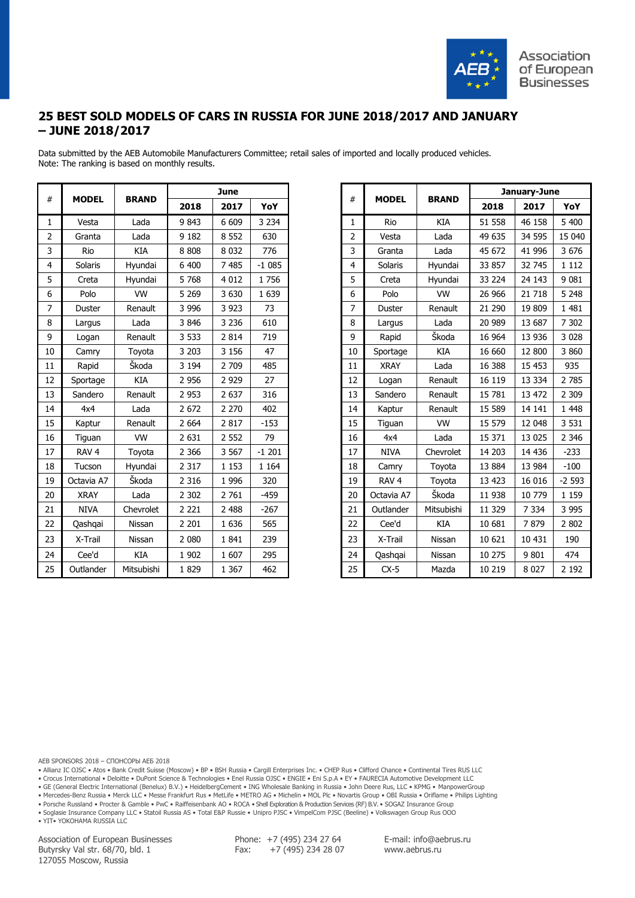Association of European Businesses

# 25 BEST SOLD MODELS OF CARS IN RUSSIA FOR JUNE 2018/2017 AND JANUARY – JUNE 2018/2017

Data submitted by the AEB Automobile Manufacturers Committee; retail sales of imported and locally produced vehicles.
Note: The ranking is based on monthly results.

| # | MODEL | BRAND | June | | |
|---|---|---|---|---|---|
| | | | 2018 | 2017 | YoY |
| 1 | Vesta | Lada | 9 843 | 6 609 | 3 234 |
| 2 | Granta | Lada | 9 182 | 8 552 | 630 |
| 3 | Rio | KIA | 8 808 | 8 032 | 776 |
| 4 | Solaris | Hyundai | 6 400 | 7 485 | -1 085 |
| 5 | Creta | Hyundai | 5 768 | 4 012 | 1 756 |
| 6 | Polo | VW | 5 269 | 3 630 | 1 639 |
| 7 | Duster | Renault | 3 996 | 3 923 | 73 |
| 8 | Largus | Lada | 3 846 | 3 236 | 610 |
| 9 | Logan | Renault | 3 533 | 2 814 | 719 |
| 10 | Camry | Toyota | 3 203 | 3 156 | 47 |
| 11 | Rapid | Škoda | 3 194 | 2 709 | 485 |
| 12 | Sportage | KIA | 2 956 | 2 929 | 27 |
| 13 | Sandero | Renault | 2 953 | 2 637 | 316 |
| 14 | 4x4 | Lada | 2 672 | 2 270 | 402 |
| 15 | Kaptur | Renault | 2 664 | 2 817 | -153 |
| 16 | Tiguan | VW | 2 631 | 2 552 | 79 |
| 17 | RAV 4 | Toyota | 2 366 | 3 567 | -1 201 |
| 18 | Tucson | Hyundai | 2 317 | 1 153 | 1 164 |
| 19 | Octavia A7 | Škoda | 2 316 | 1 996 | 320 |
| 20 | XRAY | Lada | 2 302 | 2 761 | -459 |
| 21 | NIVA | Chevrolet | 2 221 | 2 488 | -267 |
| 22 | Qashqai | Nissan | 2 201 | 1 636 | 565 |
| 23 | X-Trail | Nissan | 2 080 | 1 841 | 239 |
| 24 | Cee'd | KIA | 1 902 | 1 607 | 295 |
| 25 | Outlander | Mitsubishi | 1 829 | 1 367 | 462 |

| # | MODEL | BRAND | January-June | | |
|---|---|---|---|---|---|
| | | | 2018 | 2017 | YoY |
| 1 | Rio | KIA | 51 558 | 46 158 | 5 400 |
| 2 | Vesta | Lada | 49 635 | 34 595 | 15 040 |
| 3 | Granta | Lada | 45 672 | 41 996 | 3 676 |
| 4 | Solaris | Hyundai | 33 857 | 32 745 | 1 112 |
| 5 | Creta | Hyundai | 33 224 | 24 143 | 9 081 |
| 6 | Polo | VW | 26 966 | 21 718 | 5 248 |
| 7 | Duster | Renault | 21 290 | 19 809 | 1 481 |
| 8 | Largus | Lada | 20 989 | 13 687 | 7 302 |
| 9 | Rapid | Škoda | 16 964 | 13 936 | 3 028 |
| 10 | Sportage | KIA | 16 660 | 12 800 | 3 860 |
| 11 | XRAY | Lada | 16 388 | 15 453 | 935 |
| 12 | Logan | Renault | 16 119 | 13 334 | 2 785 |
| 13 | Sandero | Renault | 15 781 | 13 472 | 2 309 |
| 14 | Kaptur | Renault | 15 589 | 14 141 | 1 448 |
| 15 | Tiguan | VW | 15 579 | 12 048 | 3 531 |
| 16 | 4x4 | Lada | 15 371 | 13 025 | 2 346 |
| 17 | NIVA | Chevrolet | 14 203 | 14 436 | -233 |
| 18 | Camry | Toyota | 13 884 | 13 984 | -100 |
| 19 | RAV 4 | Toyota | 13 423 | 16 016 | -2 593 |
| 20 | Octavia A7 | Škoda | 11 938 | 10 779 | 1 159 |
| 21 | Outlander | Mitsubishi | 11 329 | 7 334 | 3 995 |
| 22 | Cee'd | KIA | 10 681 | 7 879 | 2 802 |
| 23 | X-Trail | Nissan | 10 621 | 10 431 | 190 |
| 24 | Qashqai | Nissan | 10 275 | 9 801 | 474 |
| 25 | CX-5 | Mazda | 10 219 | 8 027 | 2 192 |

AEB SPONSORS 2018 – СПОНСОРЫ АЕБ 2018
• Allianz IC OJSC • Atos • Bank Credit Suisse (Moscow) • BP • BSH Russia • Cargill Enterprises Inc. • CHEP Rus • Clifford Chance • Continental Tires RUS LLC
• Crocus International • Deloitte • DuPont Science & Technologies • Enel Russia OJSC • ENGIE • Eni S.p.A • EY • FAURECIA Automotive Development LLC
• GE (General Electric International (Benelux) B.V.) • HeidelbergCement • ING Wholesale Banking in Russia • John Deere Rus, LLC • KPMG • ManpowerGroup
• Mercedes-Benz Russia • Merck LLC • Messe Frankfurt Rus • MetLife • METRO AG • Michelin • MOL Plc • Novartis Group • OBI Russia • Oriflame • Philips Lighting
• Porsche Russland • Procter & Gamble • PwC • Raiffeisenbank AO • ROCA • Shell Exploration & Production Services (RF) B.V. • SOGAZ Insurance Group
• Soglasie Insurance Company LLC • Statoil Russia AS • Total E&P Russie • Unipro PJSC • VimpelCom PJSC (Beeline) • Volkswagen Group Rus OOO
• YIT• YOKOHAMA RUSSIA LLC

Association of European Businesses
Butyrsky Val str. 68/70, bld. 1
127055 Moscow, Russia

Phone: +7 (495) 234 27 64
Fax: +7 (495) 234 28 07

E-mail: info@aebrus.ru
www.aebrus.ru